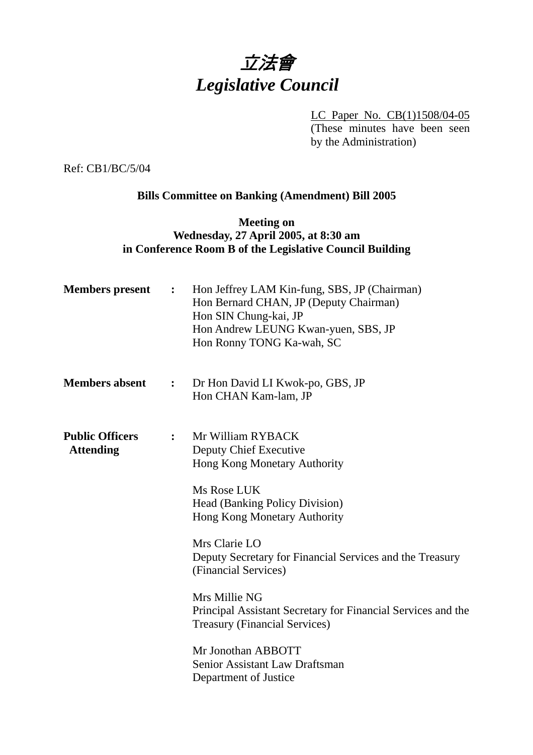# *立法會*
# *Legislative Council*

LC Paper No. CB(1)1508/04-05
(These minutes have been seen by the Administration)

Ref: CB1/BC/5/04

**Bills Committee on Banking (Amendment) Bill 2005**

**Meeting on**
**Wednesday, 27 April 2005, at 8:30 am**
**in Conference Room B of the Legislative Council Building**

**Members present** : Hon Jeffrey LAM Kin-fung, SBS, JP (Chairman)
Hon Bernard CHAN, JP (Deputy Chairman)
Hon SIN Chung-kai, JP
Hon Andrew LEUNG Kwan-yuen, SBS, JP
Hon Ronny TONG Ka-wah, SC

**Members absent** : Dr Hon David LI Kwok-po, GBS, JP
Hon CHAN Kam-lam, JP

**Public Officers Attending** : Mr William RYBACK
Deputy Chief Executive
Hong Kong Monetary Authority

Ms Rose LUK
Head (Banking Policy Division)
Hong Kong Monetary Authority

Mrs Clarie LO
Deputy Secretary for Financial Services and the Treasury (Financial Services)

Mrs Millie NG
Principal Assistant Secretary for Financial Services and the Treasury (Financial Services)

Mr Jonothan ABBOTT
Senior Assistant Law Draftsman
Department of Justice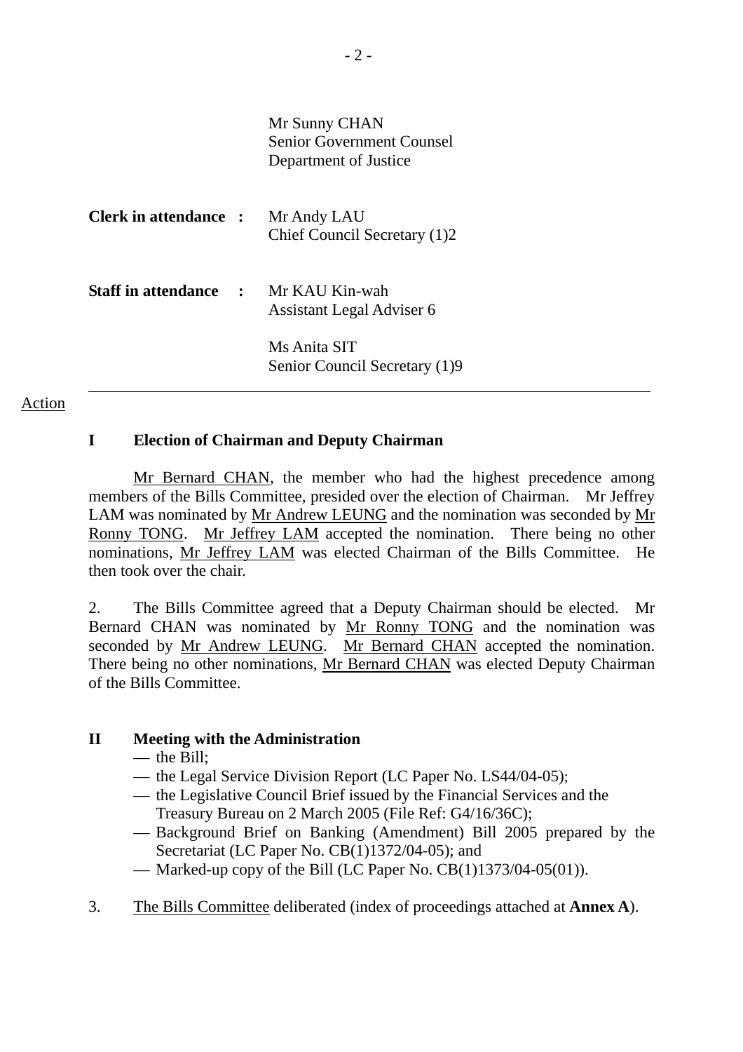Mr Sunny CHAN
Senior Government Counsel
Department of Justice

**Clerk in attendance :** Mr Andy LAU
Chief Council Secretary (1)2

**Staff in attendance :** Mr KAU Kin-wah
Assistant Legal Adviser 6

Ms Anita SIT
Senior Council Secretary (1)9

---

Action

**I Election of Chairman and Deputy Chairman**

Mr Bernard CHAN, the member who had the highest precedence among members of the Bills Committee, presided over the election of Chairman. Mr Jeffrey LAM was nominated by Mr Andrew LEUNG and the nomination was seconded by Mr Ronny TONG. Mr Jeffrey LAM accepted the nomination. There being no other nominations, Mr Jeffrey LAM was elected Chairman of the Bills Committee. He then took over the chair.

2. The Bills Committee agreed that a Deputy Chairman should be elected. Mr Bernard CHAN was nominated by Mr Ronny TONG and the nomination was seconded by Mr Andrew LEUNG. Mr Bernard CHAN accepted the nomination. There being no other nominations, Mr Bernard CHAN was elected Deputy Chairman of the Bills Committee.

**II Meeting with the Administration**

— the Bill;
— the Legal Service Division Report (LC Paper No. LS44/04-05);
— the Legislative Council Brief issued by the Financial Services and the Treasury Bureau on 2 March 2005 (File Ref: G4/16/36C);
— Background Brief on Banking (Amendment) Bill 2005 prepared by the Secretariat (LC Paper No. CB(1)1372/04-05); and
— Marked-up copy of the Bill (LC Paper No. CB(1)1373/04-05(01)).

3. The Bills Committee deliberated (index of proceedings attached at **Annex A**).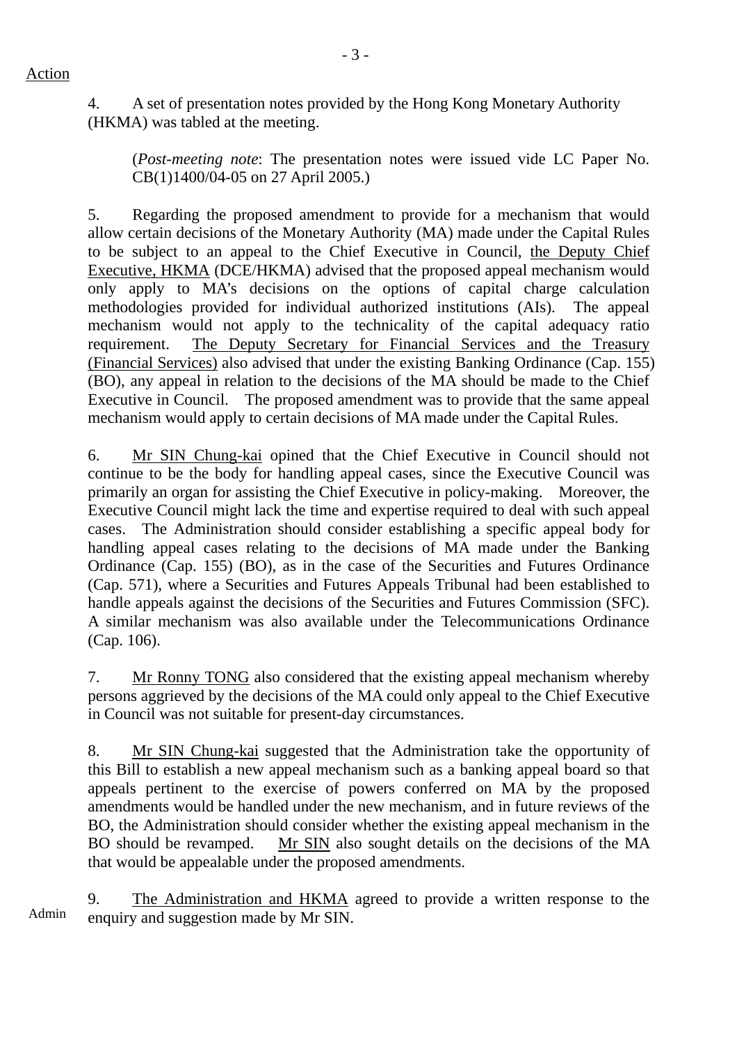Action

4. A set of presentation notes provided by the Hong Kong Monetary Authority (HKMA) was tabled at the meeting.

(*Post-meeting note*: The presentation notes were issued vide LC Paper No. CB(1)1400/04-05 on 27 April 2005.)

5. Regarding the proposed amendment to provide for a mechanism that would allow certain decisions of the Monetary Authority (MA) made under the Capital Rules to be subject to an appeal to the Chief Executive in Council, the Deputy Chief Executive, HKMA (DCE/HKMA) advised that the proposed appeal mechanism would only apply to MA's decisions on the options of capital charge calculation methodologies provided for individual authorized institutions (AIs). The appeal mechanism would not apply to the technicality of the capital adequacy ratio requirement. The Deputy Secretary for Financial Services and the Treasury (Financial Services) also advised that under the existing Banking Ordinance (Cap. 155) (BO), any appeal in relation to the decisions of the MA should be made to the Chief Executive in Council. The proposed amendment was to provide that the same appeal mechanism would apply to certain decisions of MA made under the Capital Rules.

6. Mr SIN Chung-kai opined that the Chief Executive in Council should not continue to be the body for handling appeal cases, since the Executive Council was primarily an organ for assisting the Chief Executive in policy-making. Moreover, the Executive Council might lack the time and expertise required to deal with such appeal cases. The Administration should consider establishing a specific appeal body for handling appeal cases relating to the decisions of MA made under the Banking Ordinance (Cap. 155) (BO), as in the case of the Securities and Futures Ordinance (Cap. 571), where a Securities and Futures Appeals Tribunal had been established to handle appeals against the decisions of the Securities and Futures Commission (SFC). A similar mechanism was also available under the Telecommunications Ordinance (Cap. 106).

7. Mr Ronny TONG also considered that the existing appeal mechanism whereby persons aggrieved by the decisions of the MA could only appeal to the Chief Executive in Council was not suitable for present-day circumstances.

8. Mr SIN Chung-kai suggested that the Administration take the opportunity of this Bill to establish a new appeal mechanism such as a banking appeal board so that appeals pertinent to the exercise of powers conferred on MA by the proposed amendments would be handled under the new mechanism, and in future reviews of the BO, the Administration should consider whether the existing appeal mechanism in the BO should be revamped. Mr SIN also sought details on the decisions of the MA that would be appealable under the proposed amendments.

Admin

9. The Administration and HKMA agreed to provide a written response to the enquiry and suggestion made by Mr SIN.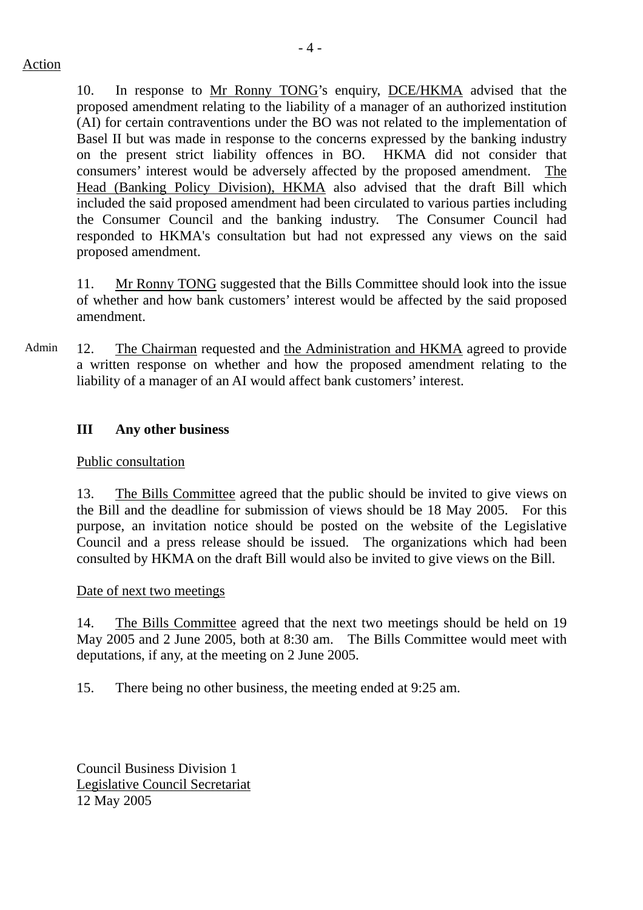Action

10. In response to Mr Ronny TONG's enquiry, DCE/HKMA advised that the proposed amendment relating to the liability of a manager of an authorized institution (AI) for certain contraventions under the BO was not related to the implementation of Basel II but was made in response to the concerns expressed by the banking industry on the present strict liability offences in BO. HKMA did not consider that consumers' interest would be adversely affected by the proposed amendment. The Head (Banking Policy Division), HKMA also advised that the draft Bill which included the said proposed amendment had been circulated to various parties including the Consumer Council and the banking industry. The Consumer Council had responded to HKMA's consultation but had not expressed any views on the said proposed amendment.

11. Mr Ronny TONG suggested that the Bills Committee should look into the issue of whether and how bank customers' interest would be affected by the said proposed amendment.

Admin

12. The Chairman requested and the Administration and HKMA agreed to provide a written response on whether and how the proposed amendment relating to the liability of a manager of an AI would affect bank customers' interest.

**III Any other business**

Public consultation

13. The Bills Committee agreed that the public should be invited to give views on the Bill and the deadline for submission of views should be 18 May 2005. For this purpose, an invitation notice should be posted on the website of the Legislative Council and a press release should be issued. The organizations which had been consulted by HKMA on the draft Bill would also be invited to give views on the Bill.

Date of next two meetings

14. The Bills Committee agreed that the next two meetings should be held on 19 May 2005 and 2 June 2005, both at 8:30 am. The Bills Committee would meet with deputations, if any, at the meeting on 2 June 2005.

15. There being no other business, the meeting ended at 9:25 am.

Council Business Division 1
Legislative Council Secretariat
12 May 2005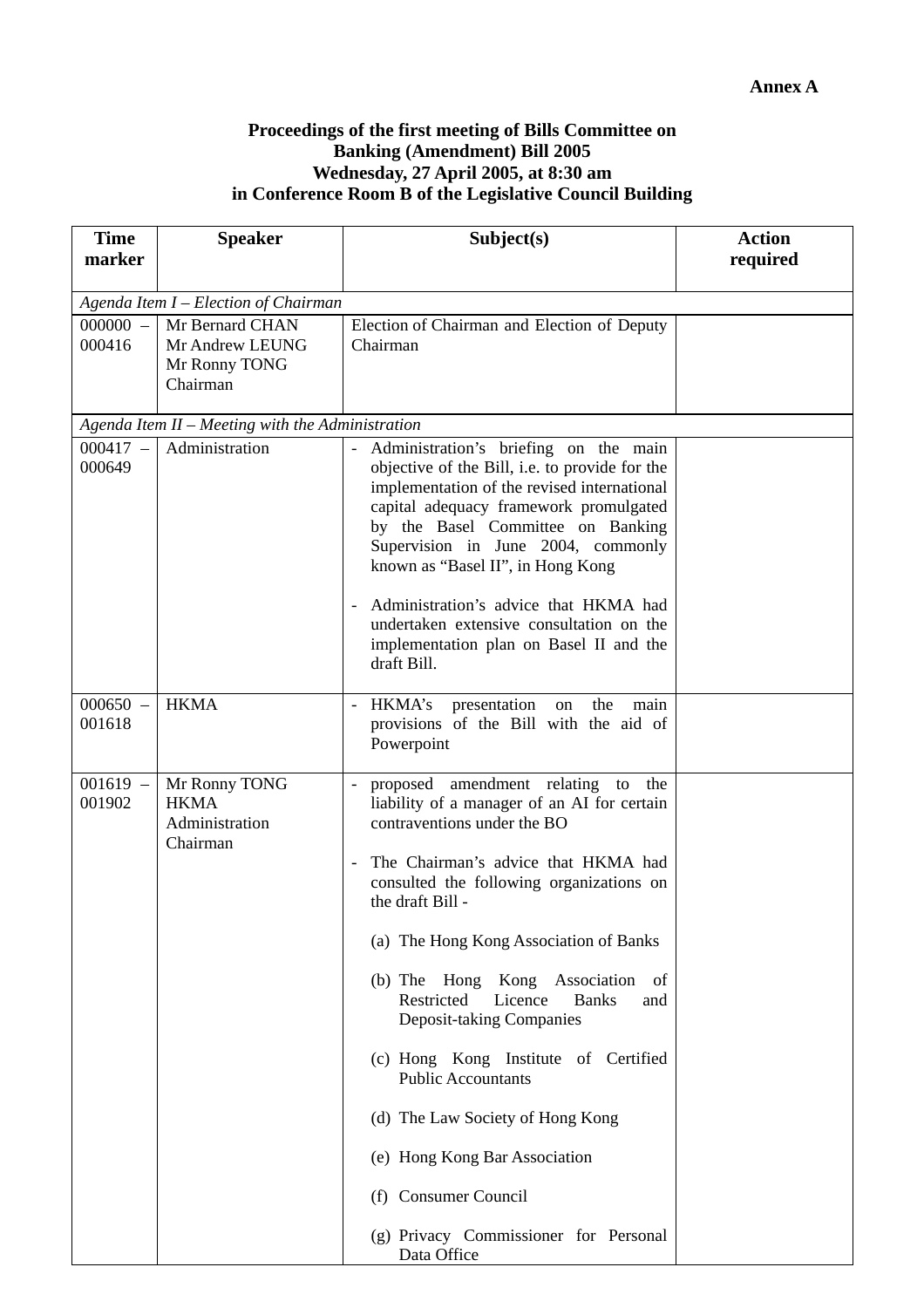**Annex A**

**Proceedings of the first meeting of Bills Committee on Banking (Amendment) Bill 2005**
**Wednesday, 27 April 2005, at 8:30 am**
**in Conference Room B of the Legislative Council Building**

| Time marker | Speaker | Subject(s) | Action required |
|---|---|---|---|
| *Agenda Item I – Election of Chairman* | | | |
| 000000 – 000416 | Mr Bernard CHAN<br>Mr Andrew LEUNG<br>Mr Ronny TONG<br>Chairman | Election of Chairman and Election of Deputy Chairman | |
| *Agenda Item II – Meeting with the Administration* | | | |
| 000417 – 000649 | Administration | - Administration's briefing on the main objective of the Bill, i.e. to provide for the implementation of the revised international capital adequacy framework promulgated by the Basel Committee on Banking Supervision in June 2004, commonly known as "Basel II", in Hong Kong<br><br>- Administration's advice that HKMA had undertaken extensive consultation on the implementation plan on Basel II and the draft Bill. | |
| 000650 – 001618 | HKMA | - HKMA's presentation on the main provisions of the Bill with the aid of Powerpoint | |
| 001619 – 001902 | Mr Ronny TONG<br>HKMA<br>Administration<br>Chairman | - proposed amendment relating to the liability of a manager of an AI for certain contraventions under the BO<br><br>- The Chairman's advice that HKMA had consulted the following organizations on the draft Bill -<br><br>(a) The Hong Kong Association of Banks<br><br>(b) The Hong Kong Association of Restricted Licence Banks and Deposit-taking Companies<br><br>(c) Hong Kong Institute of Certified Public Accountants<br><br>(d) The Law Society of Hong Kong<br><br>(e) Hong Kong Bar Association<br><br>(f) Consumer Council<br><br>(g) Privacy Commissioner for Personal Data Office | |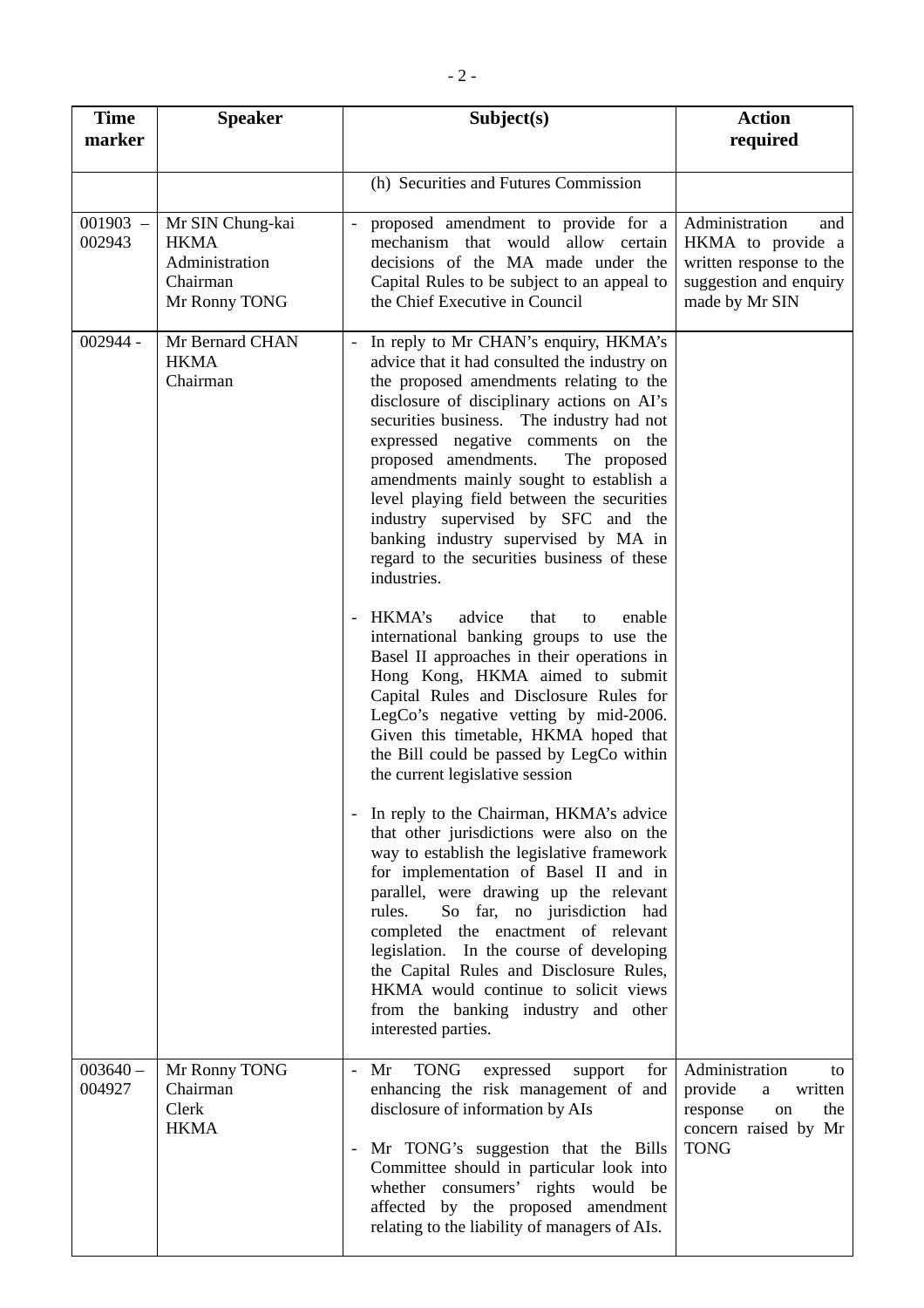| Time marker | Speaker | Subject(s) | Action required |
|---|---|---|---|
| | | (h) Securities and Futures Commission | |
| 001903 – 002943 | Mr SIN Chung-kai<br>HKMA<br>Administration<br>Chairman<br>Mr Ronny TONG | - proposed amendment to provide for a mechanism that would allow certain decisions of the MA made under the Capital Rules to be subject to an appeal to the Chief Executive in Council | Administration and HKMA to provide a written response to the suggestion and enquiry made by Mr SIN |
| 002944 - | Mr Bernard CHAN<br>HKMA<br>Chairman | - In reply to Mr CHAN's enquiry, HKMA's advice that it had consulted the industry on the proposed amendments relating to the disclosure of disciplinary actions on AI's securities business. The industry had not expressed negative comments on the proposed amendments. The proposed amendments mainly sought to establish a level playing field between the securities industry supervised by SFC and the banking industry supervised by MA in regard to the securities business of these industries.<br><br>- HKMA's advice that to enable international banking groups to use the Basel II approaches in their operations in Hong Kong, HKMA aimed to submit Capital Rules and Disclosure Rules for LegCo's negative vetting by mid-2006. Given this timetable, HKMA hoped that the Bill could be passed by LegCo within the current legislative session<br><br>- In reply to the Chairman, HKMA's advice that other jurisdictions were also on the way to establish the legislative framework for implementation of Basel II and in parallel, were drawing up the relevant rules. So far, no jurisdiction had completed the enactment of relevant legislation. In the course of developing the Capital Rules and Disclosure Rules, HKMA would continue to solicit views from the banking industry and other interested parties. | |
| 003640 – 004927 | Mr Ronny TONG<br>Chairman<br>Clerk<br>HKMA | - Mr TONG expressed support for enhancing the risk management of and disclosure of information by AIs<br><br>- Mr TONG's suggestion that the Bills Committee should in particular look into whether consumers' rights would be affected by the proposed amendment relating to the liability of managers of AIs. | Administration to provide a written response on the concern raised by Mr TONG |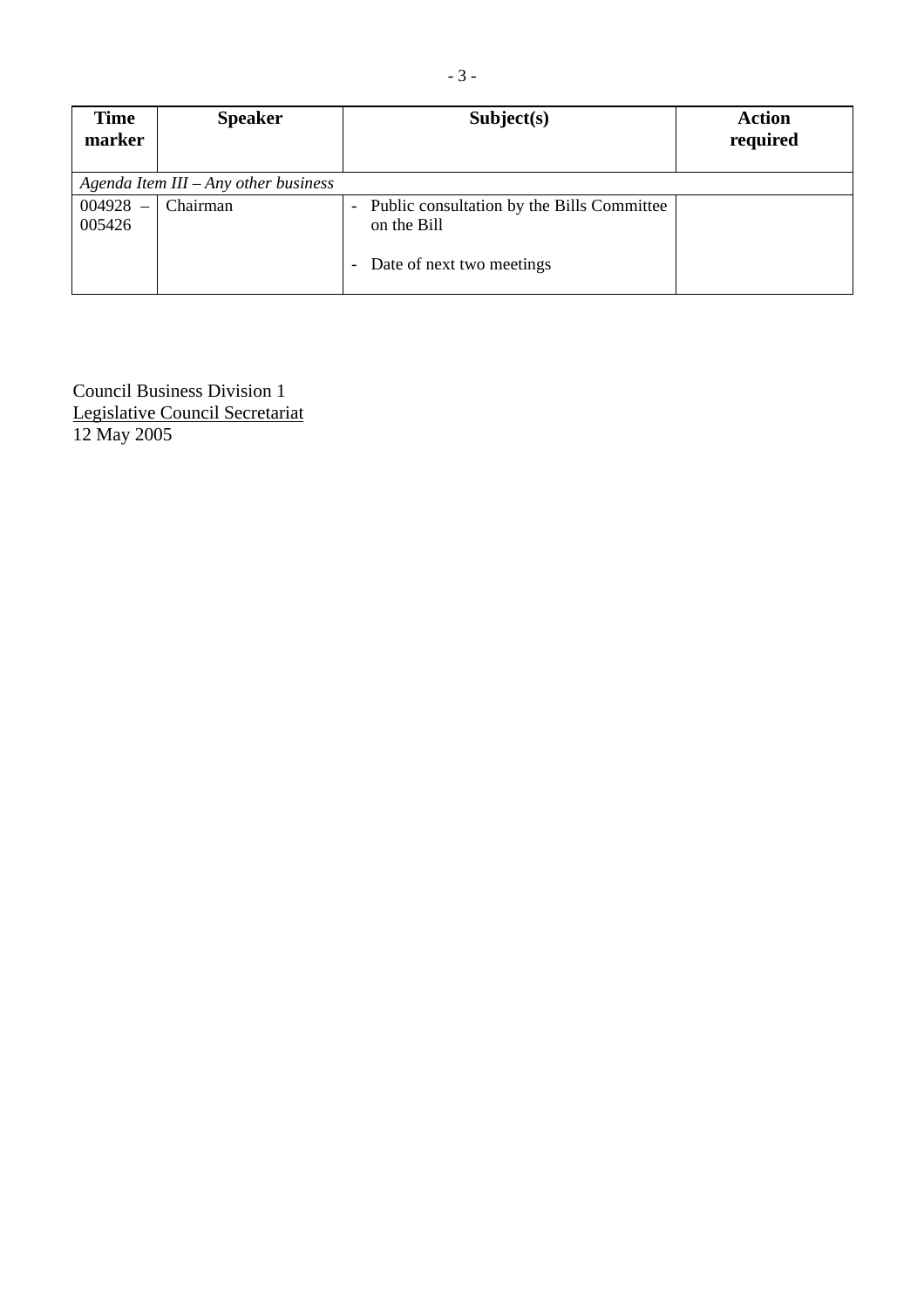| Time marker | Speaker | Subject(s) | Action required |
|---|---|---|---|
| *Agenda Item III – Any other business* | | | |
| 004928 – 005426 | Chairman | - Public consultation by the Bills Committee on the Bill<br>- Date of next two meetings | |

Council Business Division 1
Legislative Council Secretariat
12 May 2005